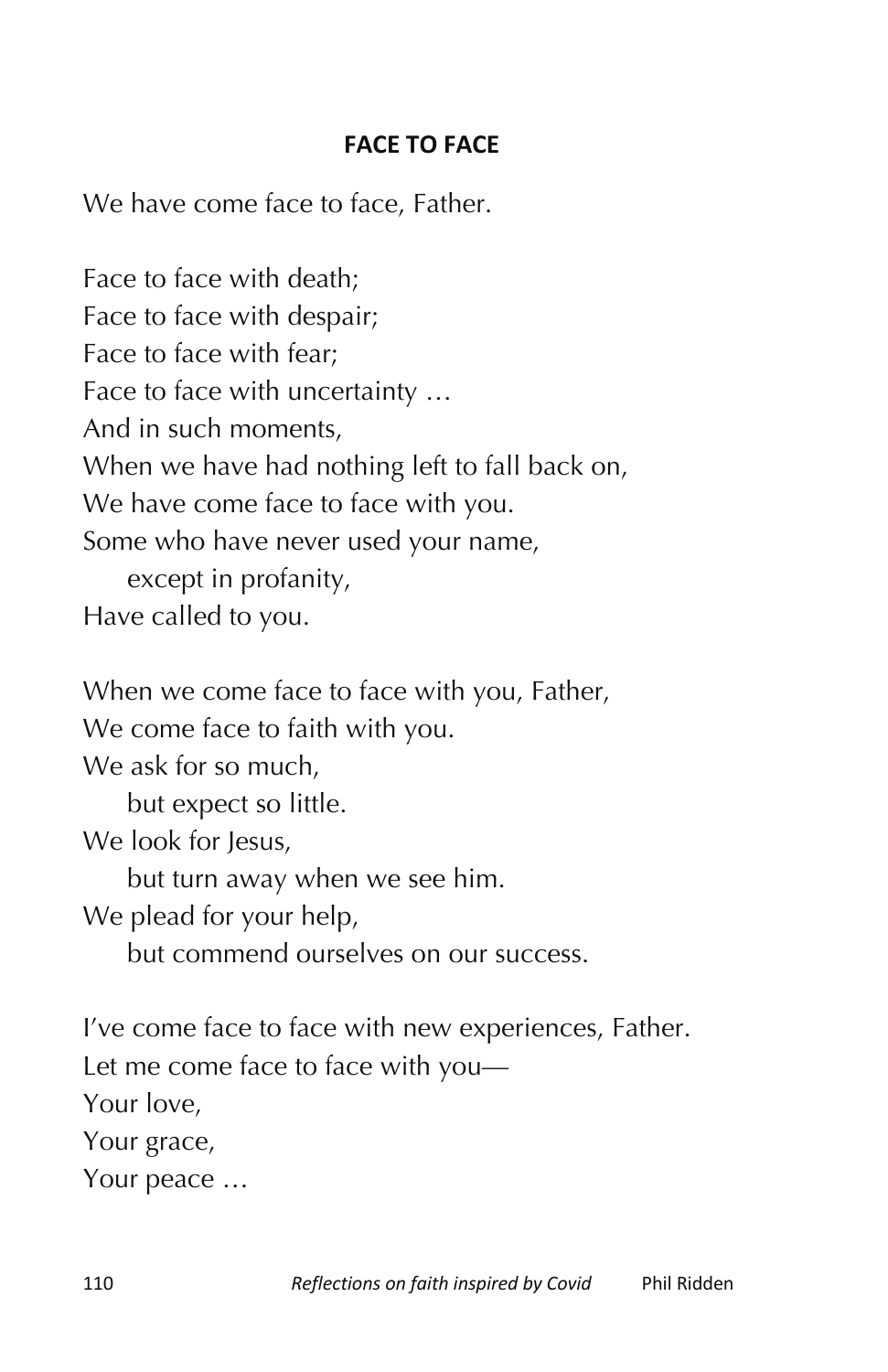## FACE TO FACE

We have come face to face, Father.

Face to face with death;  
Face to face with despair;  
Face to face with fear;  
Face to face with uncertainty …  
And in such moments,  
When we have had nothing left to fall back on,  
We have come face to face with you.  
Some who have never used your name,  
    except in profanity,  
Have called to you.

When we come face to face with you, Father,  
We come face to faith with you.  
We ask for so much,  
    but expect so little.  
We look for Jesus,  
    but turn away when we see him.  
We plead for your help,  
    but commend ourselves on our success.

I've come face to face with new experiences, Father.  
Let me come face to face with you—  
Your love,  
Your grace,  
Your peace …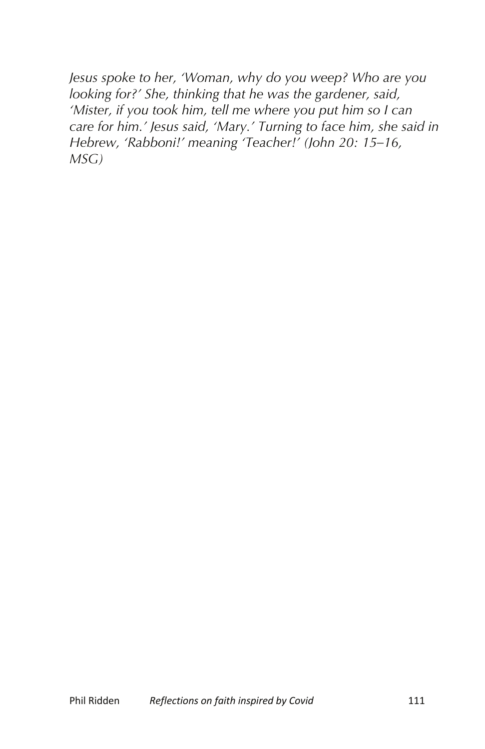*Jesus spoke to her, 'Woman, why do you weep? Who are you looking for?' She, thinking that he was the gardener, said, 'Mister, if you took him, tell me where you put him so I can care for him.' Jesus said, 'Mary.' Turning to face him, she said in Hebrew, 'Rabboni!' meaning 'Teacher!' (John 20: 15–16, MSG)*